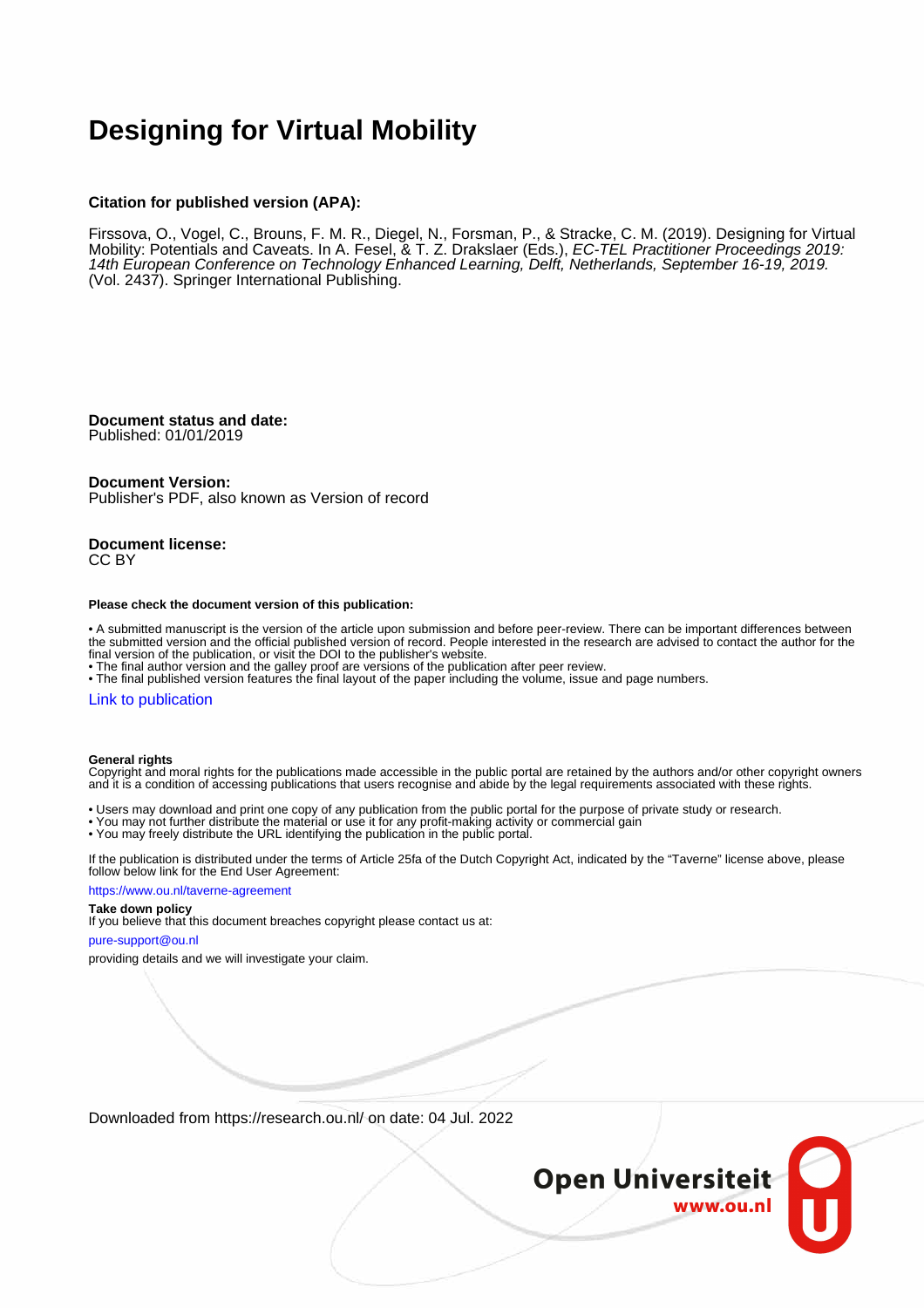# Designing for Virtual Mobility

**Citation for published version (APA):**

Firssova, O., Vogel, C., Brouns, F. M. R., Diegel, N., Forsman, P., & Stracke, C. M. (2019). Designing for Virtual Mobility: Potentials and Caveats. In A. Fesel, & T. Z. Drakslaer (Eds.), *EC-TEL Practitioner Proceedings 2019: 14th European Conference on Technology Enhanced Learning, Delft, Netherlands, September 16-19, 2019.* (Vol. 2437). Springer International Publishing.

**Document status and date:**
Published: 01/01/2019

**Document Version:**
Publisher's PDF, also known as Version of record

**Document license:**
CC BY

**Please check the document version of this publication:**

- A submitted manuscript is the version of the article upon submission and before peer-review. There can be important differences between the submitted version and the official published version of record. People interested in the research are advised to contact the author for the final version of the publication, or visit the DOI to the publisher's website.
- The final author version and the galley proof are versions of the publication after peer review.
- The final published version features the final layout of the paper including the volume, issue and page numbers.

Link to publication

**General rights**
Copyright and moral rights for the publications made accessible in the public portal are retained by the authors and/or other copyright owners and it is a condition of accessing publications that users recognise and abide by the legal requirements associated with these rights.

- Users may download and print one copy of any publication from the public portal for the purpose of private study or research.
- You may not further distribute the material or use it for any profit-making activity or commercial gain
- You may freely distribute the URL identifying the publication in the public portal.

If the publication is distributed under the terms of Article 25fa of the Dutch Copyright Act, indicated by the "Taverne" license above, please follow below link for the End User Agreement:

https://www.ou.nl/taverne-agreement

**Take down policy**
If you believe that this document breaches copyright please contact us at:

pure-support@ou.nl

providing details and we will investigate your claim.

Downloaded from https://research.ou.nl/ on date: 04 Jul. 2022

Open Universiteit
www.ou.nl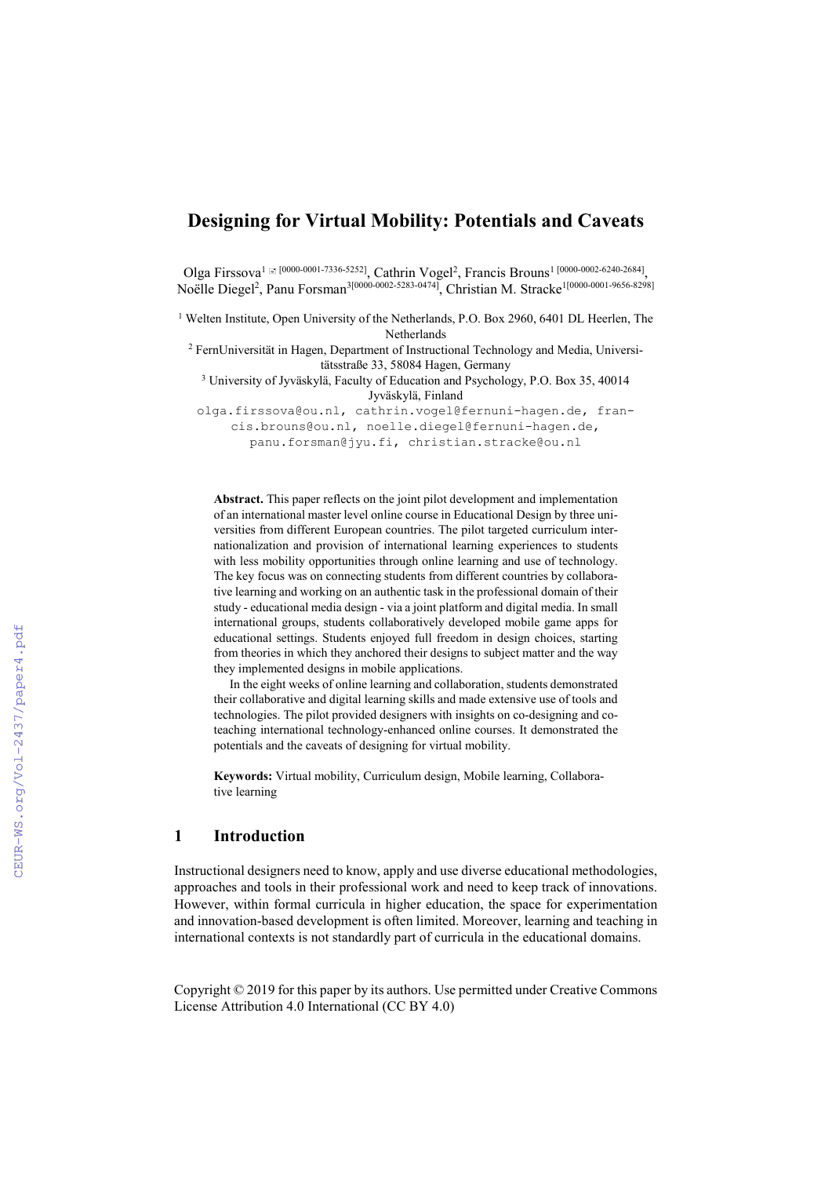# Designing for Virtual Mobility: Potentials and Caveats

Olga Firssova[1] [0000-0001-7336-5252], Cathrin Vogel[2], Francis Brouns[1] [0000-0002-6240-2684], Noëlle Diegel[2], Panu Forsman[3][0000-0002-5283-0474], Christian M. Stracke[1][0000-0001-9656-8298]

[1] Welten Institute, Open University of the Netherlands, P.O. Box 2960, 6401 DL Heerlen, The Netherlands

[2] FernUniversität in Hagen, Department of Instructional Technology and Media, Universitätsstraße 33, 58084 Hagen, Germany

[3] University of Jyväskylä, Faculty of Education and Psychology, P.O. Box 35, 40014 Jyväskylä, Finland

olga.firssova@ou.nl, cathrin.vogel@fernuni-hagen.de, francis.brouns@ou.nl, noelle.diegel@fernuni-hagen.de, panu.forsman@jyu.fi, christian.stracke@ou.nl

**Abstract.** This paper reflects on the joint pilot development and implementation of an international master level online course in Educational Design by three universities from different European countries. The pilot targeted curriculum internationalization and provision of international learning experiences to students with less mobility opportunities through online learning and use of technology. The key focus was on connecting students from different countries by collaborative learning and working on an authentic task in the professional domain of their study - educational media design - via a joint platform and digital media. In small international groups, students collaboratively developed mobile game apps for educational settings. Students enjoyed full freedom in design choices, starting from theories in which they anchored their designs to subject matter and the way they implemented designs in mobile applications.

In the eight weeks of online learning and collaboration, students demonstrated their collaborative and digital learning skills and made extensive use of tools and technologies. The pilot provided designers with insights on co-designing and co-teaching international technology-enhanced online courses. It demonstrated the potentials and the caveats of designing for virtual mobility.

**Keywords:** Virtual mobility, Curriculum design, Mobile learning, Collaborative learning

## 1 Introduction

Instructional designers need to know, apply and use diverse educational methodologies, approaches and tools in their professional work and need to keep track of innovations. However, within formal curricula in higher education, the space for experimentation and innovation-based development is often limited. Moreover, learning and teaching in international contexts is not standardly part of curricula in the educational domains.

Copyright © 2019 for this paper by its authors. Use permitted under Creative Commons License Attribution 4.0 International (CC BY 4.0)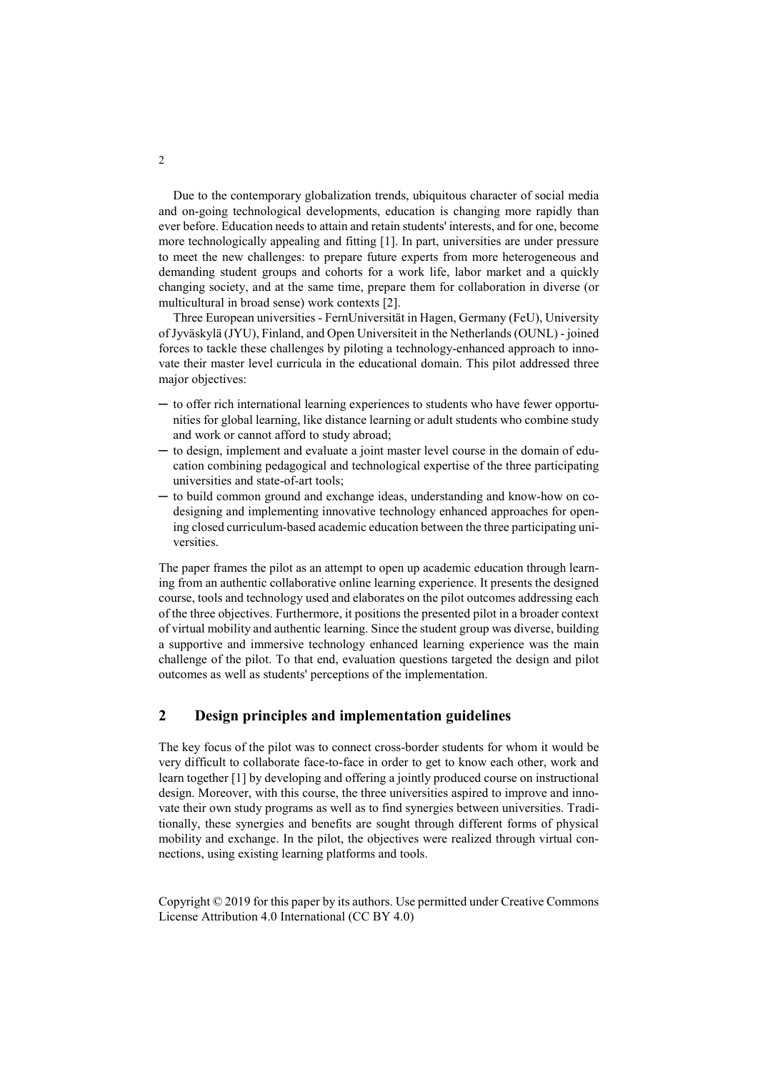Due to the contemporary globalization trends, ubiquitous character of social media and on-going technological developments, education is changing more rapidly than ever before. Education needs to attain and retain students' interests, and for one, become more technologically appealing and fitting [1]. In part, universities are under pressure to meet the new challenges: to prepare future experts from more heterogeneous and demanding student groups and cohorts for a work life, labor market and a quickly changing society, and at the same time, prepare them for collaboration in diverse (or multicultural in broad sense) work contexts [2].

Three European universities - FernUniversität in Hagen, Germany (FeU), University of Jyväskylä (JYU), Finland, and Open Universiteit in the Netherlands (OUNL) - joined forces to tackle these challenges by piloting a technology-enhanced approach to innovate their master level curricula in the educational domain. This pilot addressed three major objectives:

- to offer rich international learning experiences to students who have fewer opportunities for global learning, like distance learning or adult students who combine study and work or cannot afford to study abroad;
- to design, implement and evaluate a joint master level course in the domain of education combining pedagogical and technological expertise of the three participating universities and state-of-art tools;
- to build common ground and exchange ideas, understanding and know-how on co-designing and implementing innovative technology enhanced approaches for opening closed curriculum-based academic education between the three participating universities.

The paper frames the pilot as an attempt to open up academic education through learning from an authentic collaborative online learning experience. It presents the designed course, tools and technology used and elaborates on the pilot outcomes addressing each of the three objectives. Furthermore, it positions the presented pilot in a broader context of virtual mobility and authentic learning. Since the student group was diverse, building a supportive and immersive technology enhanced learning experience was the main challenge of the pilot. To that end, evaluation questions targeted the design and pilot outcomes as well as students' perceptions of the implementation.

## 2 Design principles and implementation guidelines

The key focus of the pilot was to connect cross-border students for whom it would be very difficult to collaborate face-to-face in order to get to know each other, work and learn together [1] by developing and offering a jointly produced course on instructional design. Moreover, with this course, the three universities aspired to improve and innovate their own study programs as well as to find synergies between universities. Traditionally, these synergies and benefits are sought through different forms of physical mobility and exchange. In the pilot, the objectives were realized through virtual connections, using existing learning platforms and tools.

Copyright © 2019 for this paper by its authors. Use permitted under Creative Commons License Attribution 4.0 International (CC BY 4.0)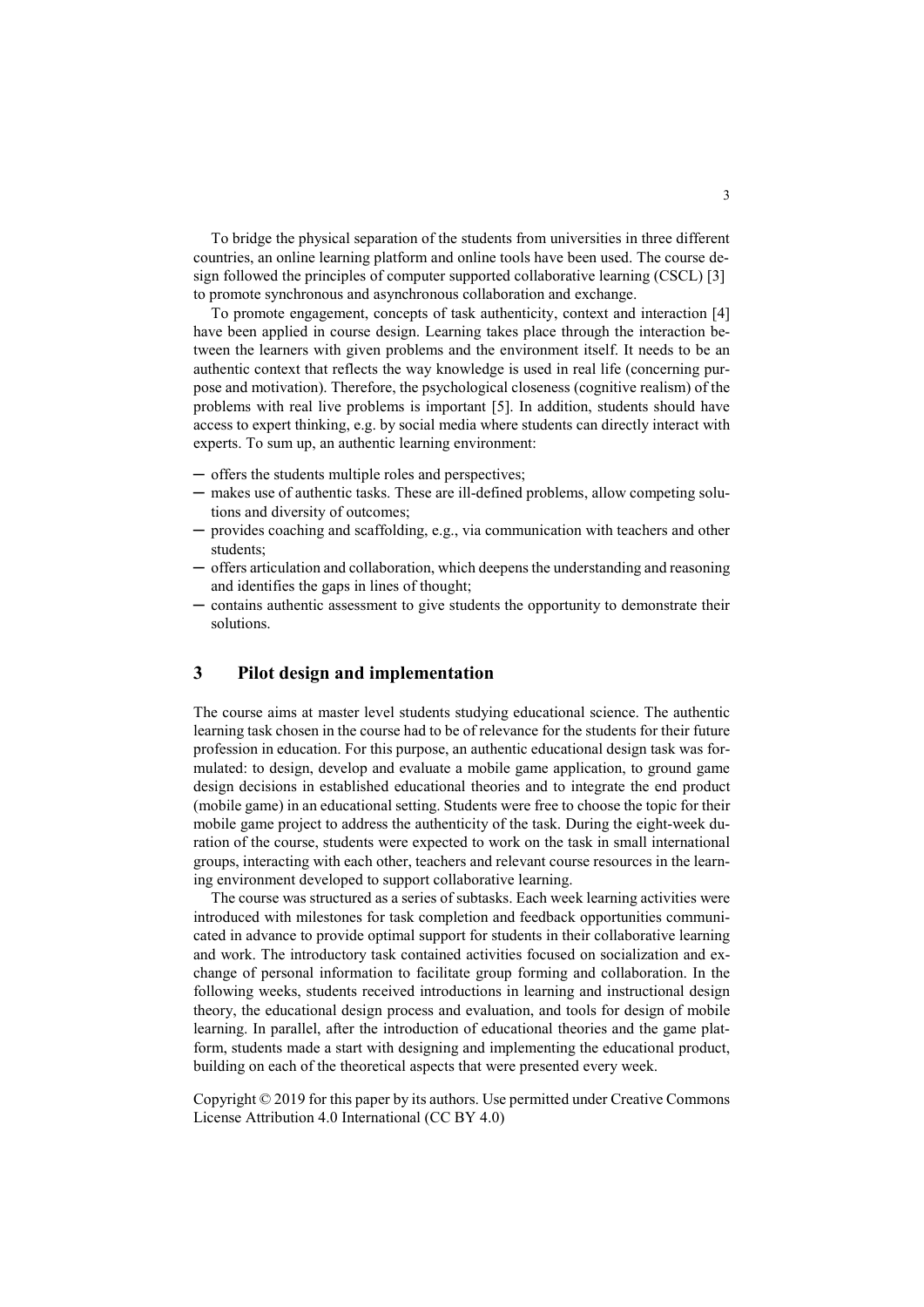To bridge the physical separation of the students from universities in three different countries, an online learning platform and online tools have been used. The course design followed the principles of computer supported collaborative learning (CSCL) [3] to promote synchronous and asynchronous collaboration and exchange.

To promote engagement, concepts of task authenticity, context and interaction [4] have been applied in course design. Learning takes place through the interaction between the learners with given problems and the environment itself. It needs to be an authentic context that reflects the way knowledge is used in real life (concerning purpose and motivation). Therefore, the psychological closeness (cognitive realism) of the problems with real live problems is important [5]. In addition, students should have access to expert thinking, e.g. by social media where students can directly interact with experts. To sum up, an authentic learning environment:

- offers the students multiple roles and perspectives;
- makes use of authentic tasks. These are ill-defined problems, allow competing solutions and diversity of outcomes;
- provides coaching and scaffolding, e.g., via communication with teachers and other students;
- offers articulation and collaboration, which deepens the understanding and reasoning and identifies the gaps in lines of thought;
- contains authentic assessment to give students the opportunity to demonstrate their solutions.

## 3 Pilot design and implementation

The course aims at master level students studying educational science. The authentic learning task chosen in the course had to be of relevance for the students for their future profession in education. For this purpose, an authentic educational design task was formulated: to design, develop and evaluate a mobile game application, to ground game design decisions in established educational theories and to integrate the end product (mobile game) in an educational setting. Students were free to choose the topic for their mobile game project to address the authenticity of the task. During the eight-week duration of the course, students were expected to work on the task in small international groups, interacting with each other, teachers and relevant course resources in the learning environment developed to support collaborative learning.

The course was structured as a series of subtasks. Each week learning activities were introduced with milestones for task completion and feedback opportunities communicated in advance to provide optimal support for students in their collaborative learning and work. The introductory task contained activities focused on socialization and exchange of personal information to facilitate group forming and collaboration. In the following weeks, students received introductions in learning and instructional design theory, the educational design process and evaluation, and tools for design of mobile learning. In parallel, after the introduction of educational theories and the game platform, students made a start with designing and implementing the educational product, building on each of the theoretical aspects that were presented every week.

Copyright © 2019 for this paper by its authors. Use permitted under Creative Commons License Attribution 4.0 International (CC BY 4.0)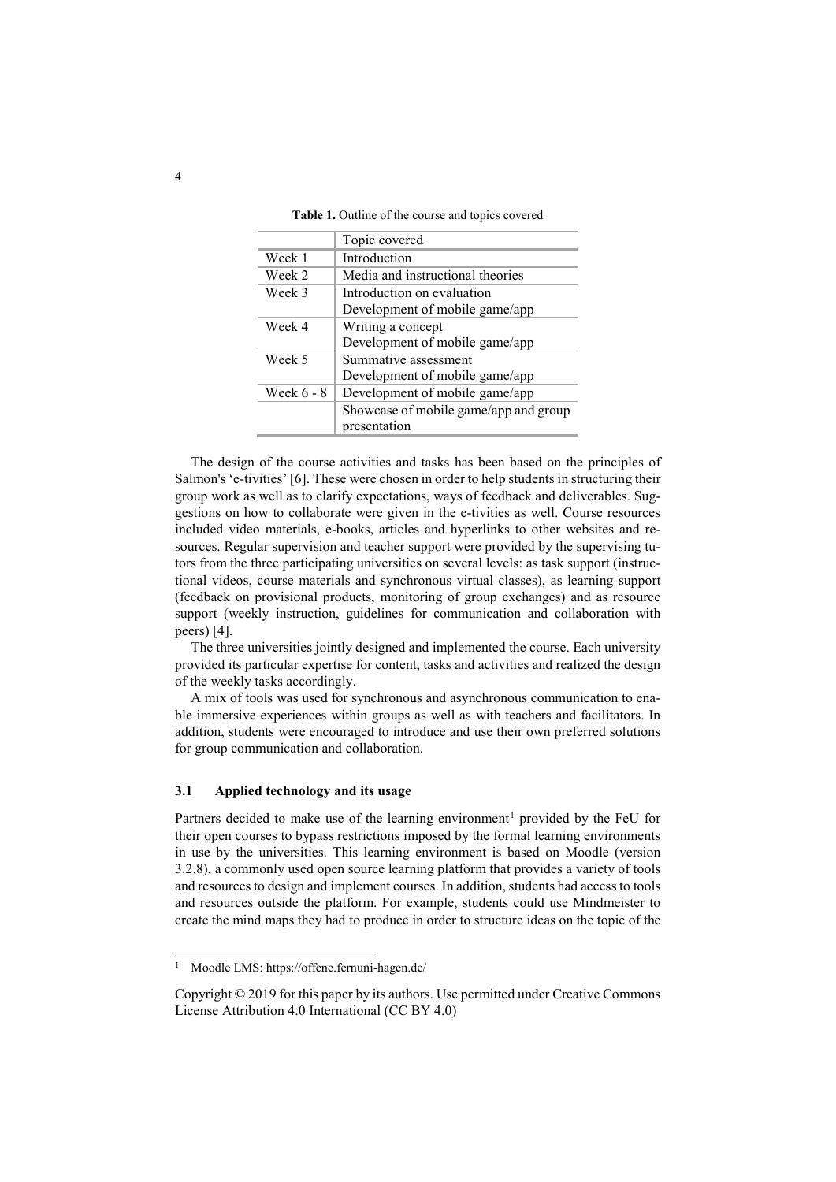**Table 1.** Outline of the course and topics covered

| | Topic covered |
|---|---|
| Week 1 | Introduction |
| Week 2 | Media and instructional theories |
| Week 3 | Introduction on evaluation<br>Development of mobile game/app |
| Week 4 | Writing a concept<br>Development of mobile game/app |
| Week 5 | Summative assessment<br>Development of mobile game/app |
| Week 6 - 8 | Development of mobile game/app |
| | Showcase of mobile game/app and group presentation |

The design of the course activities and tasks has been based on the principles of Salmon's 'e-tivities' [6]. These were chosen in order to help students in structuring their group work as well as to clarify expectations, ways of feedback and deliverables. Suggestions on how to collaborate were given in the e-tivities as well. Course resources included video materials, e-books, articles and hyperlinks to other websites and resources. Regular supervision and teacher support were provided by the supervising tutors from the three participating universities on several levels: as task support (instructional videos, course materials and synchronous virtual classes), as learning support (feedback on provisional products, monitoring of group exchanges) and as resource support (weekly instruction, guidelines for communication and collaboration with peers) [4].

The three universities jointly designed and implemented the course. Each university provided its particular expertise for content, tasks and activities and realized the design of the weekly tasks accordingly.

A mix of tools was used for synchronous and asynchronous communication to enable immersive experiences within groups as well as with teachers and facilitators. In addition, students were encouraged to introduce and use their own preferred solutions for group communication and collaboration.

### 3.1 Applied technology and its usage

Partners decided to make use of the learning environment[1] provided by the FeU for their open courses to bypass restrictions imposed by the formal learning environments in use by the universities. This learning environment is based on Moodle (version 3.2.8), a commonly used open source learning platform that provides a variety of tools and resources to design and implement courses. In addition, students had access to tools and resources outside the platform. For example, students could use Mindmeister to create the mind maps they had to produce in order to structure ideas on the topic of the

[1] Moodle LMS: https://offene.fernuni-hagen.de/

Copyright © 2019 for this paper by its authors. Use permitted under Creative Commons License Attribution 4.0 International (CC BY 4.0)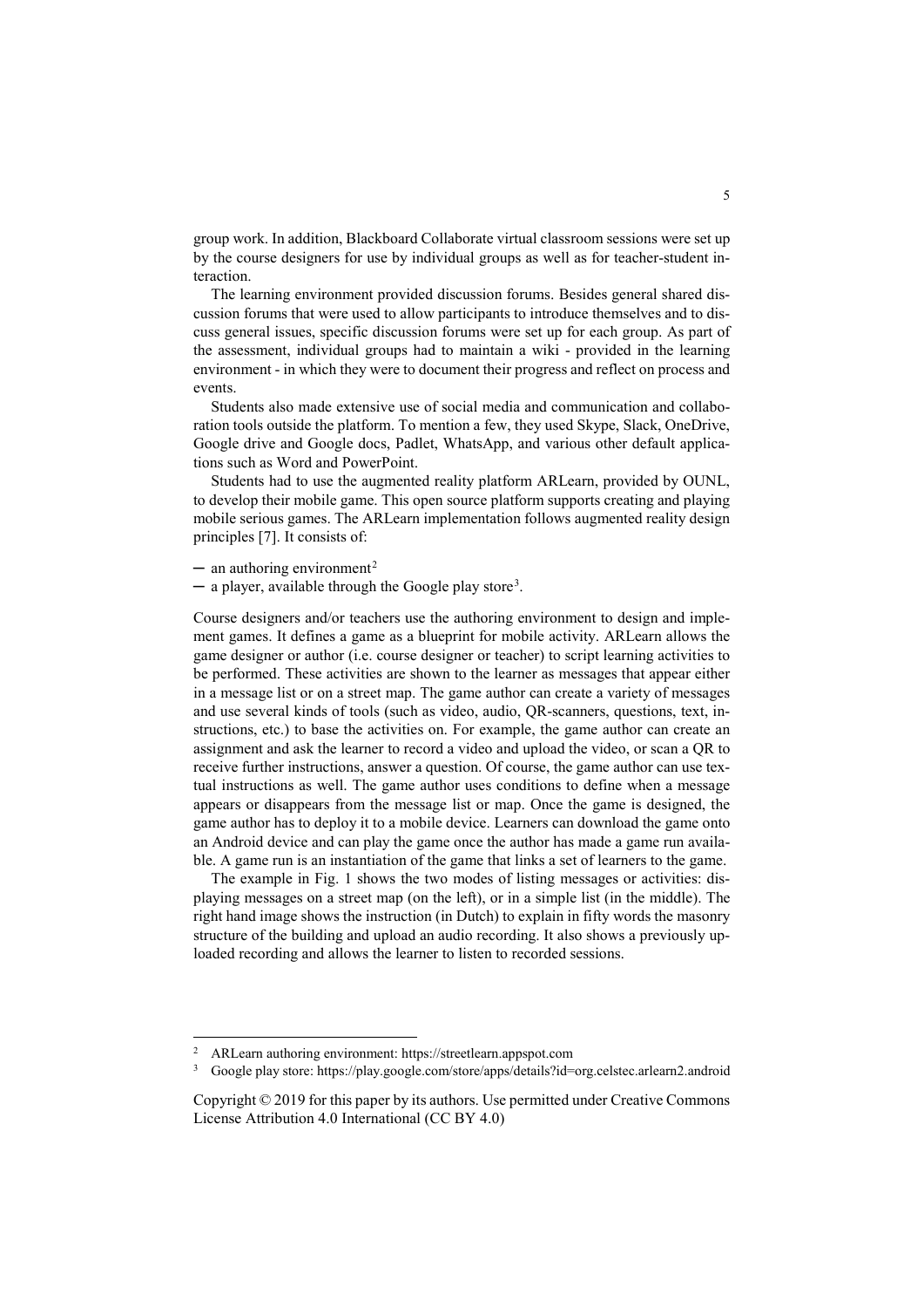group work. In addition, Blackboard Collaborate virtual classroom sessions were set up by the course designers for use by individual groups as well as for teacher-student interaction.

The learning environment provided discussion forums. Besides general shared discussion forums that were used to allow participants to introduce themselves and to discuss general issues, specific discussion forums were set up for each group. As part of the assessment, individual groups had to maintain a wiki - provided in the learning environment - in which they were to document their progress and reflect on process and events.

Students also made extensive use of social media and communication and collaboration tools outside the platform. To mention a few, they used Skype, Slack, OneDrive, Google drive and Google docs, Padlet, WhatsApp, and various other default applications such as Word and PowerPoint.

Students had to use the augmented reality platform ARLearn, provided by OUNL, to develop their mobile game. This open source platform supports creating and playing mobile serious games. The ARLearn implementation follows augmented reality design principles [7]. It consists of:

- an authoring environment[2]
- a player, available through the Google play store[3].

Course designers and/or teachers use the authoring environment to design and implement games. It defines a game as a blueprint for mobile activity. ARLearn allows the game designer or author (i.e. course designer or teacher) to script learning activities to be performed. These activities are shown to the learner as messages that appear either in a message list or on a street map. The game author can create a variety of messages and use several kinds of tools (such as video, audio, QR-scanners, questions, text, instructions, etc.) to base the activities on. For example, the game author can create an assignment and ask the learner to record a video and upload the video, or scan a QR to receive further instructions, answer a question. Of course, the game author can use textual instructions as well. The game author uses conditions to define when a message appears or disappears from the message list or map. Once the game is designed, the game author has to deploy it to a mobile device. Learners can download the game onto an Android device and can play the game once the author has made a game run available. A game run is an instantiation of the game that links a set of learners to the game.

The example in Fig. 1 shows the two modes of listing messages or activities: displaying messages on a street map (on the left), or in a simple list (in the middle). The right hand image shows the instruction (in Dutch) to explain in fifty words the masonry structure of the building and upload an audio recording. It also shows a previously uploaded recording and allows the learner to listen to recorded sessions.

[2] ARLearn authoring environment: https://streetlearn.appspot.com

[3] Google play store: https://play.google.com/store/apps/details?id=org.celstec.arlearn2.android

Copyright © 2019 for this paper by its authors. Use permitted under Creative Commons License Attribution 4.0 International (CC BY 4.0)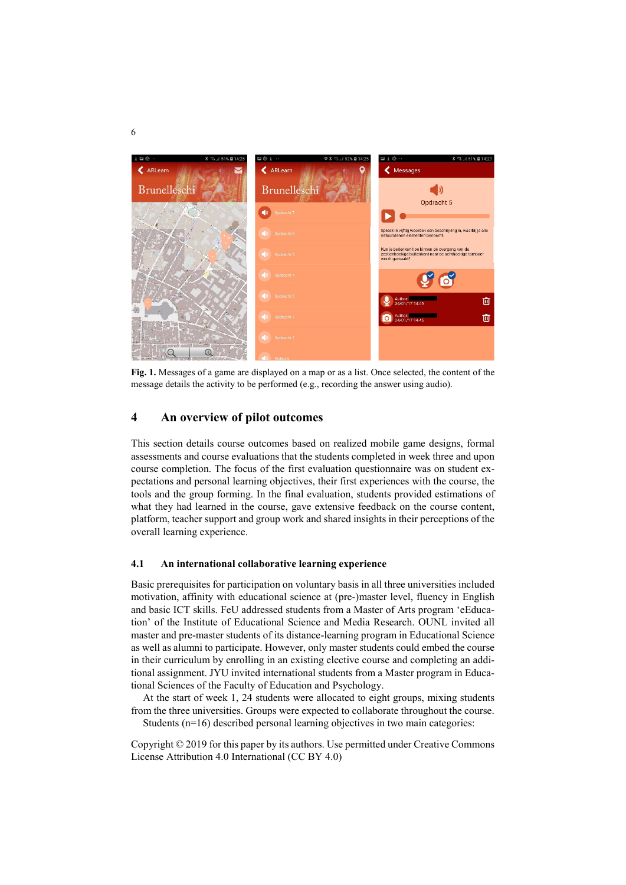Fig. 1. Messages of a game are displayed on a map or as a list. Once selected, the content of the message details the activity to be performed (e.g., recording the answer using audio).

## 4 An overview of pilot outcomes

This section details course outcomes based on realized mobile game designs, formal assessments and course evaluations that the students completed in week three and upon course completion. The focus of the first evaluation questionnaire was on student expectations and personal learning objectives, their first experiences with the course, the tools and the group forming. In the final evaluation, students provided estimations of what they had learned in the course, gave extensive feedback on the course content, platform, teacher support and group work and shared insights in their perceptions of the overall learning experience.

### 4.1 An international collaborative learning experience

Basic prerequisites for participation on voluntary basis in all three universities included motivation, affinity with educational science at (pre-)master level, fluency in English and basic ICT skills. FeU addressed students from a Master of Arts program 'eEducation' of the Institute of Educational Science and Media Research. OUNL invited all master and pre-master students of its distance-learning program in Educational Science as well as alumni to participate. However, only master students could embed the course in their curriculum by enrolling in an existing elective course and completing an additional assignment. JYU invited international students from a Master program in Educational Sciences of the Faculty of Education and Psychology.

At the start of week 1, 24 students were allocated to eight groups, mixing students from the three universities. Groups were expected to collaborate throughout the course.

Students (n=16) described personal learning objectives in two main categories:

Copyright © 2019 for this paper by its authors. Use permitted under Creative Commons License Attribution 4.0 International (CC BY 4.0)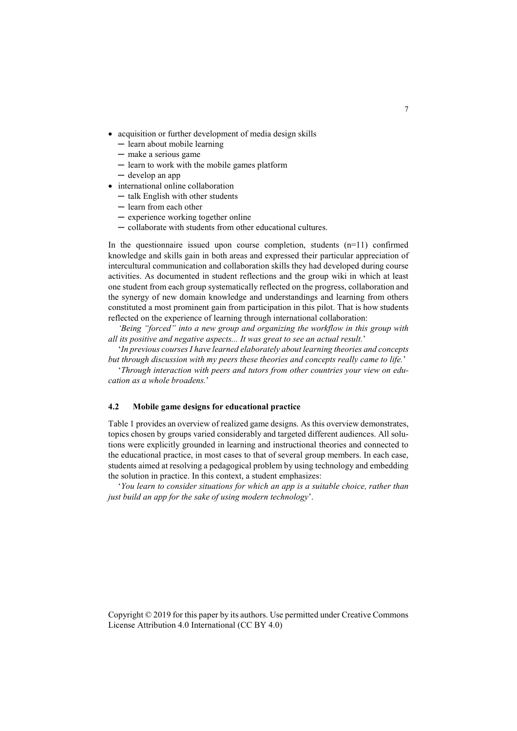- acquisition or further development of media design skills
  - learn about mobile learning
  - make a serious game
  - learn to work with the mobile games platform
  - develop an app
- international online collaboration
  - talk English with other students
  - learn from each other
  - experience working together online
  - collaborate with students from other educational cultures.

In the questionnaire issued upon course completion, students (n=11) confirmed knowledge and skills gain in both areas and expressed their particular appreciation of intercultural communication and collaboration skills they had developed during course activities. As documented in student reflections and the group wiki in which at least one student from each group systematically reflected on the progress, collaboration and the synergy of new domain knowledge and understandings and learning from others constituted a most prominent gain from participation in this pilot. That is how students reflected on the experience of learning through international collaboration:

*'Being "forced" into a new group and organizing the workflow in this group with all its positive and negative aspects... It was great to see an actual result.'*

'*In previous courses I have learned elaborately about learning theories and concepts but through discussion with my peers these theories and concepts really came to life.*'

'*Through interaction with peers and tutors from other countries your view on education as a whole broadens.*'

### 4.2 Mobile game designs for educational practice

Table 1 provides an overview of realized game designs. As this overview demonstrates, topics chosen by groups varied considerably and targeted different audiences. All solutions were explicitly grounded in learning and instructional theories and connected to the educational practice, in most cases to that of several group members. In each case, students aimed at resolving a pedagogical problem by using technology and embedding the solution in practice. In this context, a student emphasizes:

'*You learn to consider situations for which an app is a suitable choice, rather than just build an app for the sake of using modern technology*'.

Copyright © 2019 for this paper by its authors. Use permitted under Creative Commons License Attribution 4.0 International (CC BY 4.0)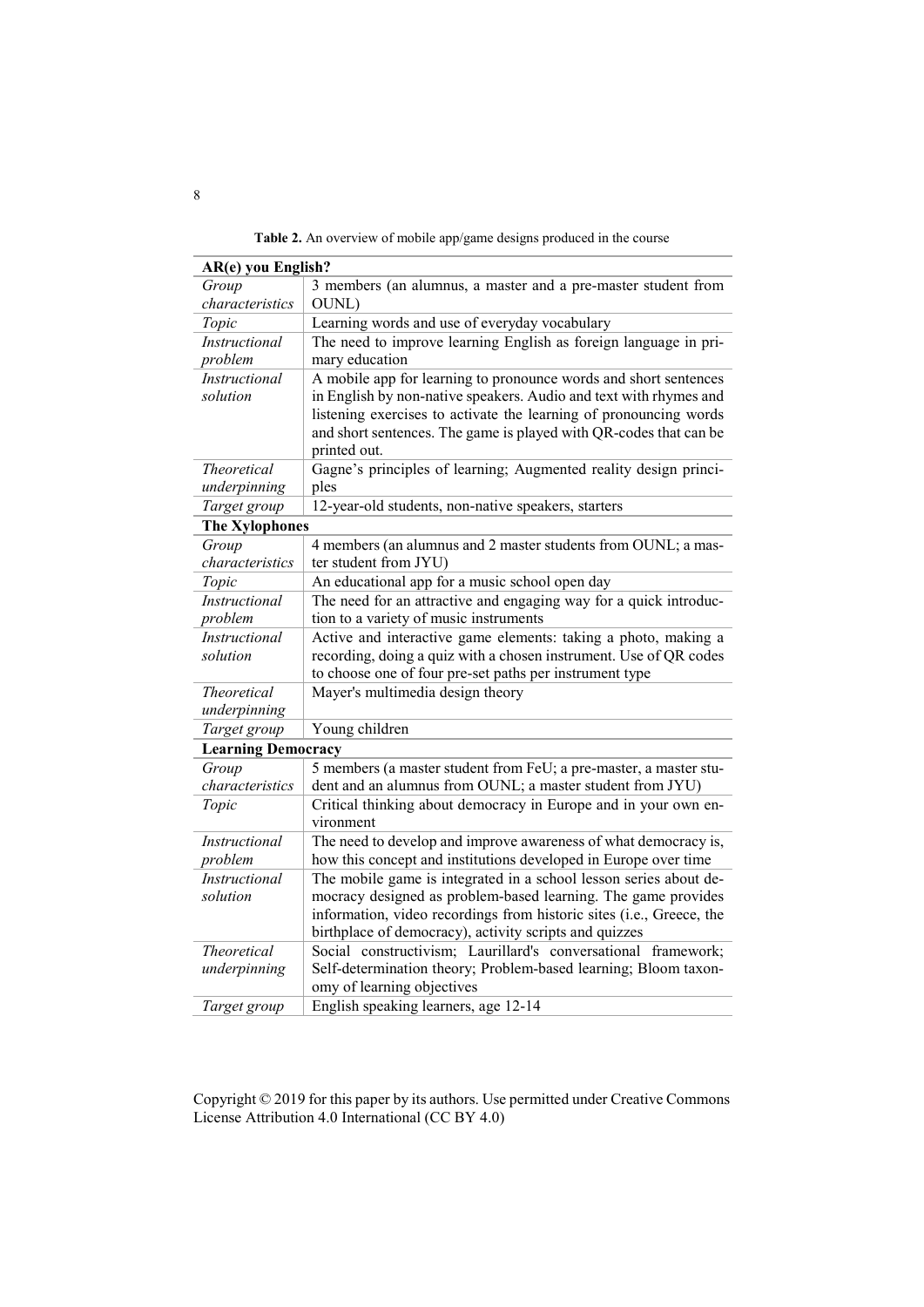**Table 2.** An overview of mobile app/game designs produced in the course

| | |
|---|---|
| **AR(e) you English?** | |
| *Group characteristics* | 3 members (an alumnus, a master and a pre-master student from OUNL) |
| *Topic* | Learning words and use of everyday vocabulary |
| *Instructional problem* | The need to improve learning English as foreign language in primary education |
| *Instructional solution* | A mobile app for learning to pronounce words and short sentences in English by non-native speakers. Audio and text with rhymes and listening exercises to activate the learning of pronouncing words and short sentences. The game is played with QR-codes that can be printed out. |
| *Theoretical underpinning* | Gagne's principles of learning; Augmented reality design principles |
| *Target group* | 12-year-old students, non-native speakers, starters |
| **The Xylophones** | |
| *Group characteristics* | 4 members (an alumnus and 2 master students from OUNL; a master student from JYU) |
| *Topic* | An educational app for a music school open day |
| *Instructional problem* | The need for an attractive and engaging way for a quick introduction to a variety of music instruments |
| *Instructional solution* | Active and interactive game elements: taking a photo, making a recording, doing a quiz with a chosen instrument. Use of QR codes to choose one of four pre-set paths per instrument type |
| *Theoretical underpinning* | Mayer's multimedia design theory |
| *Target group* | Young children |
| **Learning Democracy** | |
| *Group characteristics* | 5 members (a master student from FeU; a pre-master, a master student and an alumnus from OUNL; a master student from JYU) |
| *Topic* | Critical thinking about democracy in Europe and in your own environment |
| *Instructional problem* | The need to develop and improve awareness of what democracy is, how this concept and institutions developed in Europe over time |
| *Instructional solution* | The mobile game is integrated in a school lesson series about democracy designed as problem-based learning. The game provides information, video recordings from historic sites (i.e., Greece, the birthplace of democracy), activity scripts and quizzes |
| *Theoretical underpinning* | Social constructivism; Laurillard's conversational framework; Self-determination theory; Problem-based learning; Bloom taxonomy of learning objectives |
| *Target group* | English speaking learners, age 12-14 |

Copyright © 2019 for this paper by its authors. Use permitted under Creative Commons License Attribution 4.0 International (CC BY 4.0)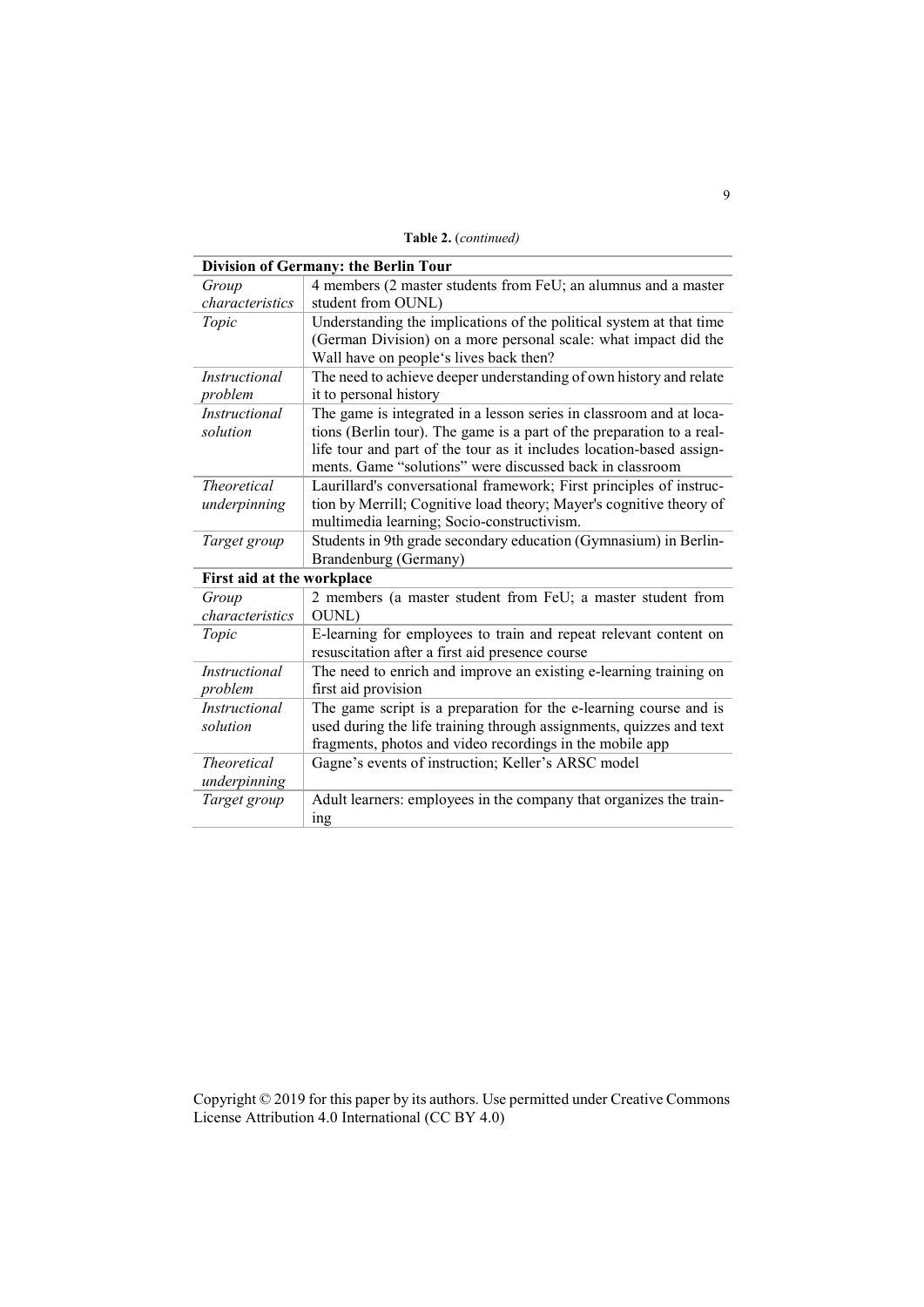**Table 2.** (*continued)*

| | |
|---|---|
| **Division of Germany: the Berlin Tour** | |
| *Group characteristics* | 4 members (2 master students from FeU; an alumnus and a master student from OUNL) |
| *Topic* | Understanding the implications of the political system at that time (German Division) on a more personal scale: what impact did the Wall have on people‘s lives back then? |
| *Instructional problem* | The need to achieve deeper understanding of own history and relate it to personal history |
| *Instructional solution* | The game is integrated in a lesson series in classroom and at locations (Berlin tour). The game is a part of the preparation to a real-life tour and part of the tour as it includes location-based assignments. Game "solutions" were discussed back in classroom |
| *Theoretical underpinning* | Laurillard's conversational framework; First principles of instruction by Merrill; Cognitive load theory; Mayer's cognitive theory of multimedia learning; Socio-constructivism. |
| *Target group* | Students in 9th grade secondary education (Gymnasium) in Berlin-Brandenburg (Germany) |
| **First aid at the workplace** | |
| *Group characteristics* | 2 members (a master student from FeU; a master student from OUNL) |
| *Topic* | E-learning for employees to train and repeat relevant content on resuscitation after a first aid presence course |
| *Instructional problem* | The need to enrich and improve an existing e-learning training on first aid provision |
| *Instructional solution* | The game script is a preparation for the e-learning course and is used during the life training through assignments, quizzes and text fragments, photos and video recordings in the mobile app |
| *Theoretical underpinning* | Gagne's events of instruction; Keller's ARSC model |
| *Target group* | Adult learners: employees in the company that organizes the training |

Copyright © 2019 for this paper by its authors. Use permitted under Creative Commons License Attribution 4.0 International (CC BY 4.0)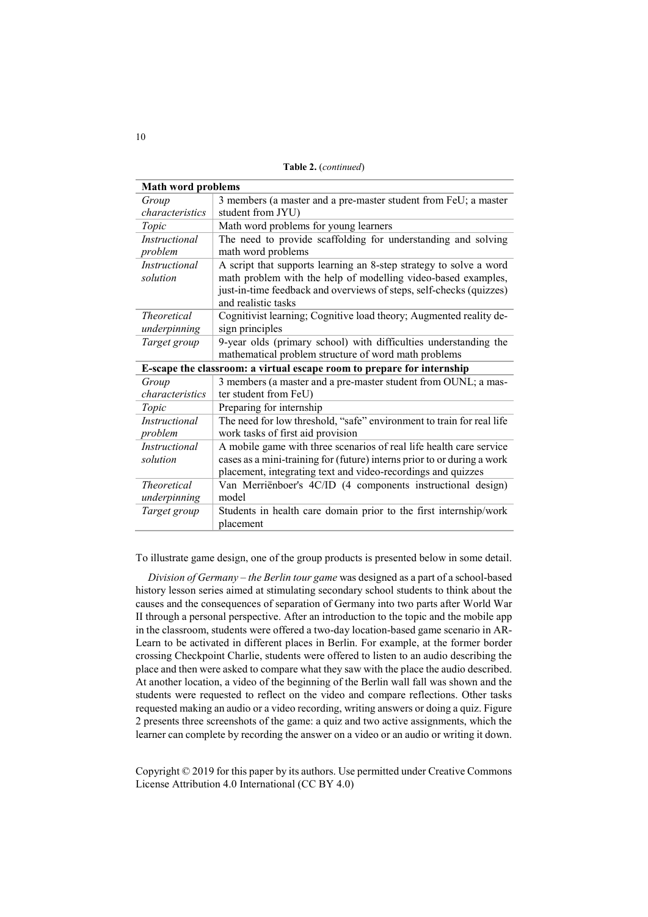**Table 2.** (*continued*)

| | |
|---|---|
| **Math word problems** | |
| *Group characteristics* | 3 members (a master and a pre-master student from FeU; a master student from JYU) |
| *Topic* | Math word problems for young learners |
| *Instructional problem* | The need to provide scaffolding for understanding and solving math word problems |
| *Instructional solution* | A script that supports learning an 8-step strategy to solve a word math problem with the help of modelling video-based examples, just-in-time feedback and overviews of steps, self-checks (quizzes) and realistic tasks |
| *Theoretical underpinning* | Cognitivist learning; Cognitive load theory; Augmented reality design principles |
| *Target group* | 9-year olds (primary school) with difficulties understanding the mathematical problem structure of word math problems |
| **E-scape the classroom: a virtual escape room to prepare for internship** | |
| *Group characteristics* | 3 members (a master and a pre-master student from OUNL; a master student from FeU) |
| *Topic* | Preparing for internship |
| *Instructional problem* | The need for low threshold, "safe" environment to train for real life work tasks of first aid provision |
| *Instructional solution* | A mobile game with three scenarios of real life health care service cases as a mini-training for (future) interns prior to or during a work placement, integrating text and video-recordings and quizzes |
| *Theoretical underpinning* | Van Merriënboer's 4C/ID (4 components instructional design) model |
| *Target group* | Students in health care domain prior to the first internship/work placement |

To illustrate game design, one of the group products is presented below in some detail.

*Division of Germany – the Berlin tour game* was designed as a part of a school-based history lesson series aimed at stimulating secondary school students to think about the causes and the consequences of separation of Germany into two parts after World War II through a personal perspective. After an introduction to the topic and the mobile app in the classroom, students were offered a two-day location-based game scenario in AR-Learn to be activated in different places in Berlin. For example, at the former border crossing Checkpoint Charlie, students were offered to listen to an audio describing the place and then were asked to compare what they saw with the place the audio described. At another location, a video of the beginning of the Berlin wall fall was shown and the students were requested to reflect on the video and compare reflections. Other tasks requested making an audio or a video recording, writing answers or doing a quiz. Figure 2 presents three screenshots of the game: a quiz and two active assignments, which the learner can complete by recording the answer on a video or an audio or writing it down.

Copyright © 2019 for this paper by its authors. Use permitted under Creative Commons License Attribution 4.0 International (CC BY 4.0)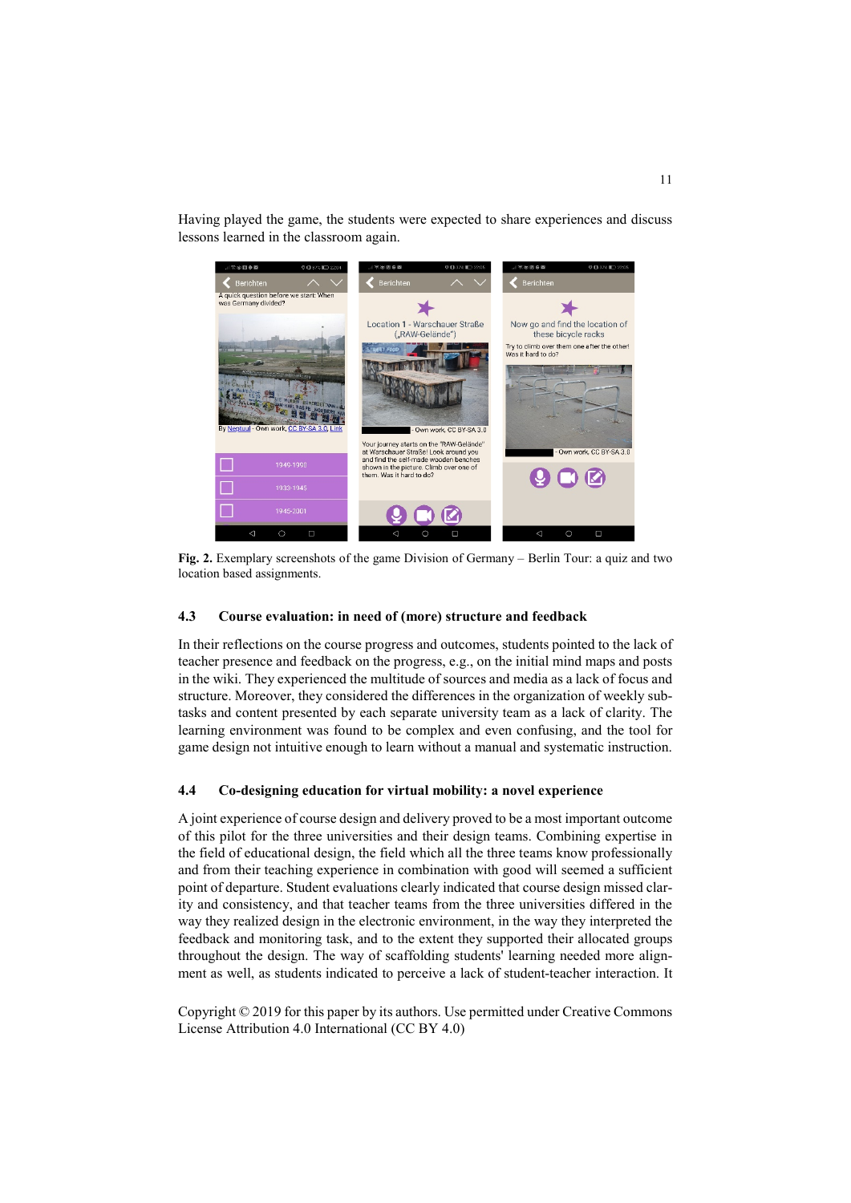Having played the game, the students were expected to share experiences and discuss lessons learned in the classroom again.

**Fig. 2.** Exemplary screenshots of the game Division of Germany – Berlin Tour: a quiz and two location based assignments.

### 4.3 Course evaluation: in need of (more) structure and feedback

In their reflections on the course progress and outcomes, students pointed to the lack of teacher presence and feedback on the progress, e.g., on the initial mind maps and posts in the wiki. They experienced the multitude of sources and media as a lack of focus and structure. Moreover, they considered the differences in the organization of weekly sub-tasks and content presented by each separate university team as a lack of clarity. The learning environment was found to be complex and even confusing, and the tool for game design not intuitive enough to learn without a manual and systematic instruction.

### 4.4 Co-designing education for virtual mobility: a novel experience

A joint experience of course design and delivery proved to be a most important outcome of this pilot for the three universities and their design teams. Combining expertise in the field of educational design, the field which all the three teams know professionally and from their teaching experience in combination with good will seemed a sufficient point of departure. Student evaluations clearly indicated that course design missed clarity and consistency, and that teacher teams from the three universities differed in the way they realized design in the electronic environment, in the way they interpreted the feedback and monitoring task, and to the extent they supported their allocated groups throughout the design. The way of scaffolding students' learning needed more alignment as well, as students indicated to perceive a lack of student-teacher interaction. It

Copyright © 2019 for this paper by its authors. Use permitted under Creative Commons License Attribution 4.0 International (CC BY 4.0)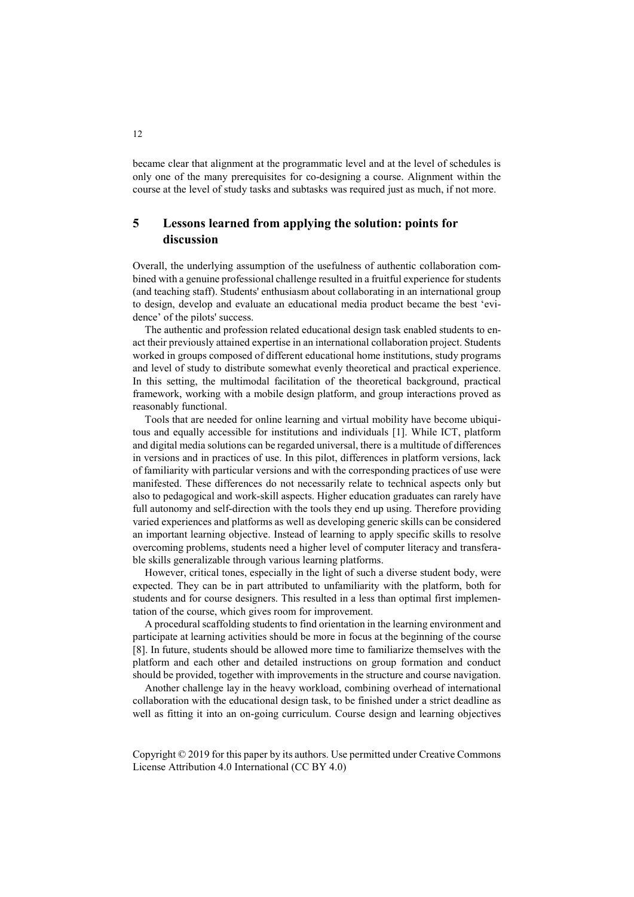became clear that alignment at the programmatic level and at the level of schedules is only one of the many prerequisites for co-designing a course. Alignment within the course at the level of study tasks and subtasks was required just as much, if not more.

## 5 Lessons learned from applying the solution: points for discussion

Overall, the underlying assumption of the usefulness of authentic collaboration combined with a genuine professional challenge resulted in a fruitful experience for students (and teaching staff). Students' enthusiasm about collaborating in an international group to design, develop and evaluate an educational media product became the best 'evidence' of the pilots' success.

The authentic and profession related educational design task enabled students to enact their previously attained expertise in an international collaboration project. Students worked in groups composed of different educational home institutions, study programs and level of study to distribute somewhat evenly theoretical and practical experience. In this setting, the multimodal facilitation of the theoretical background, practical framework, working with a mobile design platform, and group interactions proved as reasonably functional.

Tools that are needed for online learning and virtual mobility have become ubiquitous and equally accessible for institutions and individuals [1]. While ICT, platform and digital media solutions can be regarded universal, there is a multitude of differences in versions and in practices of use. In this pilot, differences in platform versions, lack of familiarity with particular versions and with the corresponding practices of use were manifested. These differences do not necessarily relate to technical aspects only but also to pedagogical and work-skill aspects. Higher education graduates can rarely have full autonomy and self-direction with the tools they end up using. Therefore providing varied experiences and platforms as well as developing generic skills can be considered an important learning objective. Instead of learning to apply specific skills to resolve overcoming problems, students need a higher level of computer literacy and transferable skills generalizable through various learning platforms.

However, critical tones, especially in the light of such a diverse student body, were expected. They can be in part attributed to unfamiliarity with the platform, both for students and for course designers. This resulted in a less than optimal first implementation of the course, which gives room for improvement.

A procedural scaffolding students to find orientation in the learning environment and participate at learning activities should be more in focus at the beginning of the course [8]. In future, students should be allowed more time to familiarize themselves with the platform and each other and detailed instructions on group formation and conduct should be provided, together with improvements in the structure and course navigation.

Another challenge lay in the heavy workload, combining overhead of international collaboration with the educational design task, to be finished under a strict deadline as well as fitting it into an on-going curriculum. Course design and learning objectives

Copyright © 2019 for this paper by its authors. Use permitted under Creative Commons License Attribution 4.0 International (CC BY 4.0)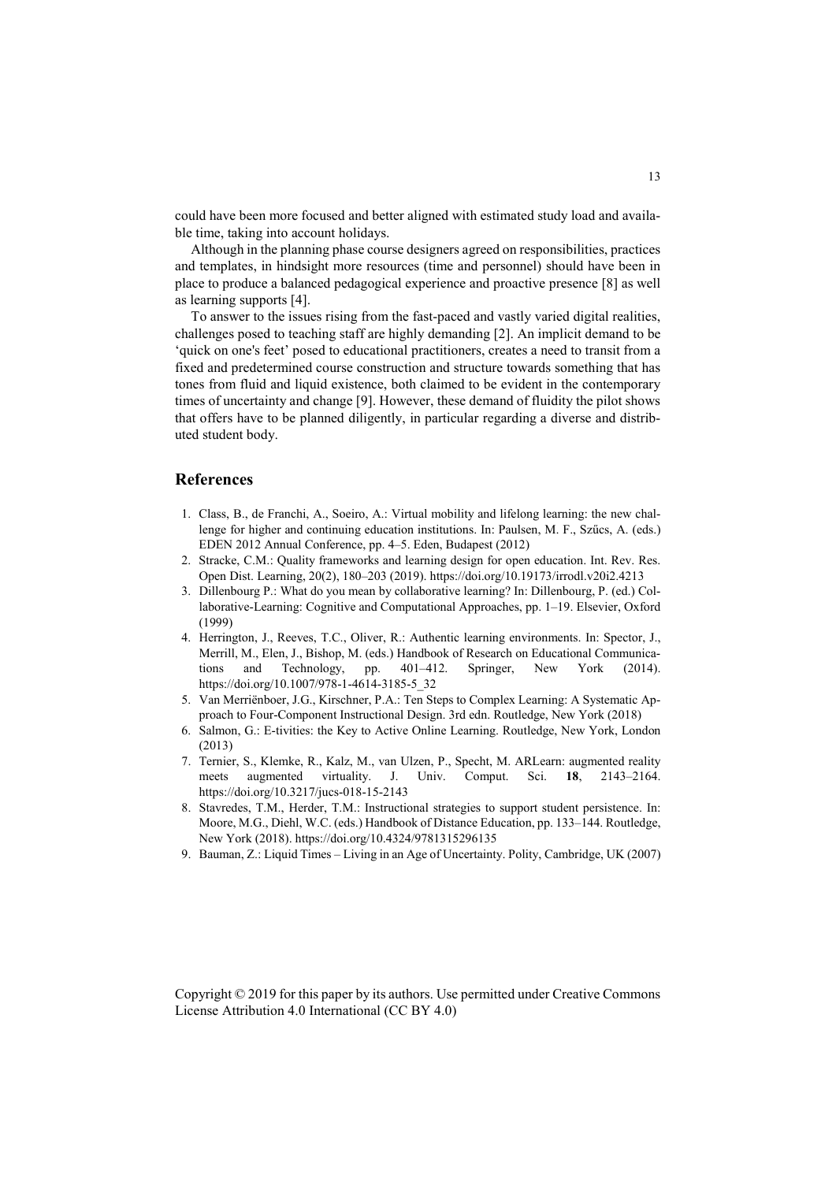could have been more focused and better aligned with estimated study load and available time, taking into account holidays.

Although in the planning phase course designers agreed on responsibilities, practices and templates, in hindsight more resources (time and personnel) should have been in place to produce a balanced pedagogical experience and proactive presence [8] as well as learning supports [4].

To answer to the issues rising from the fast-paced and vastly varied digital realities, challenges posed to teaching staff are highly demanding [2]. An implicit demand to be 'quick on one's feet' posed to educational practitioners, creates a need to transit from a fixed and predetermined course construction and structure towards something that has tones from fluid and liquid existence, both claimed to be evident in the contemporary times of uncertainty and change [9]. However, these demand of fluidity the pilot shows that offers have to be planned diligently, in particular regarding a diverse and distributed student body.

## References

1. Class, B., de Franchi, A., Soeiro, A.: Virtual mobility and lifelong learning: the new challenge for higher and continuing education institutions. In: Paulsen, M. F., Szűcs, A. (eds.) EDEN 2012 Annual Conference, pp. 4–5. Eden, Budapest (2012)
2. Stracke, C.M.: Quality frameworks and learning design for open education. Int. Rev. Res. Open Dist. Learning, 20(2), 180–203 (2019). https://doi.org/10.19173/irrodl.v20i2.4213
3. Dillenbourg P.: What do you mean by collaborative learning? In: Dillenbourg, P. (ed.) Collaborative-Learning: Cognitive and Computational Approaches, pp. 1–19. Elsevier, Oxford (1999)
4. Herrington, J., Reeves, T.C., Oliver, R.: Authentic learning environments. In: Spector, J., Merrill, M., Elen, J., Bishop, M. (eds.) Handbook of Research on Educational Communications and Technology, pp. 401–412. Springer, New York (2014). https://doi.org/10.1007/978-1-4614-3185-5_32
5. Van Merriënboer, J.G., Kirschner, P.A.: Ten Steps to Complex Learning: A Systematic Approach to Four-Component Instructional Design. 3rd edn. Routledge, New York (2018)
6. Salmon, G.: E-tivities: the Key to Active Online Learning. Routledge, New York, London (2013)
7. Ternier, S., Klemke, R., Kalz, M., van Ulzen, P., Specht, M. ARLearn: augmented reality meets augmented virtuality. J. Univ. Comput. Sci. **18**, 2143–2164. https://doi.org/10.3217/jucs-018-15-2143
8. Stavredes, T.M., Herder, T.M.: Instructional strategies to support student persistence. In: Moore, M.G., Diehl, W.C. (eds.) Handbook of Distance Education, pp. 133–144. Routledge, New York (2018). https://doi.org/10.4324/9781315296135
9. Bauman, Z.: Liquid Times – Living in an Age of Uncertainty. Polity, Cambridge, UK (2007)

Copyright © 2019 for this paper by its authors. Use permitted under Creative Commons License Attribution 4.0 International (CC BY 4.0)